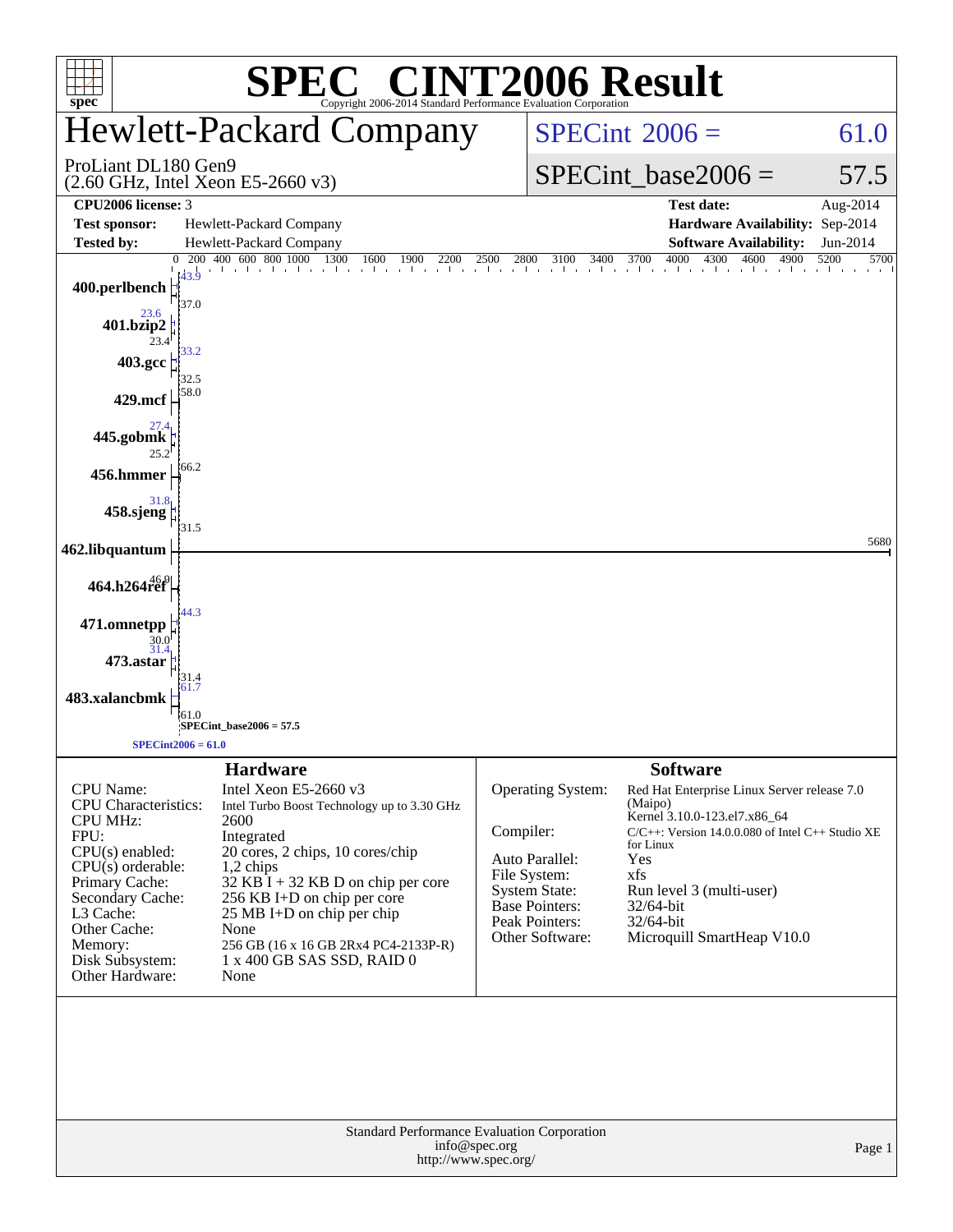# SPEC® CINT2006 Result

Copyright 2006-2014 Standard Performance Evaluation Corporation

## Hewlett-Packard Company

ProLiant DL180 Gen9
(2.60 GHz, Intel Xeon E5-2660 v3)

SPECint 2006 = 61.0

SPECint_base2006 = 57.5

| | | | |
|---|---|---|---|
| **CPU2006 license:** 3 | | **Test date:** | Aug-2014 |
| **Test sponsor:** | Hewlett-Packard Company | **Hardware Availability:** | Sep-2014 |
| **Tested by:** | Hewlett-Packard Company | **Software Availability:** | Jun-2014 |

| Benchmark | Peak | Base |
|---|---|---|
| 400.perlbench | 43.9 | 37.0 |
| 401.bzip2 | 23.6 | 23.4 |
| 403.gcc | 33.2 | 32.5 |
| 429.mcf | | 58.0 |
| 445.gobmk | 27.4 | 25.2 |
| 456.hmmer | | 66.2 |
| 458.sjeng | 31.8 | 31.5 |
| 462.libquantum | | 5680 |
| 464.h264ref | 46.9 | |
| 471.omnetpp | 44.3 | 30.0 |
| 473.astar | 31.4 | 31.4 |
| 483.xalancbmk | 61.7 | 61.0 |

SPECint_base2006 = 57.5

SPECint2006 = 61.0

### Hardware

| | |
|---|---|
| CPU Name: | Intel Xeon E5-2660 v3 |
| CPU Characteristics: | Intel Turbo Boost Technology up to 3.30 GHz |
| CPU MHz: | 2600 |
| FPU: | Integrated |
| CPU(s) enabled: | 20 cores, 2 chips, 10 cores/chip |
| CPU(s) orderable: | 1,2 chips |
| Primary Cache: | 32 KB I + 32 KB D on chip per core |
| Secondary Cache: | 256 KB I+D on chip per core |
| L3 Cache: | 25 MB I+D on chip per chip |
| Other Cache: | None |
| Memory: | 256 GB (16 x 16 GB 2Rx4 PC4-2133P-R) |
| Disk Subsystem: | 1 x 400 GB SAS SSD, RAID 0 |
| Other Hardware: | None |

### Software

| | |
|---|---|
| Operating System: | Red Hat Enterprise Linux Server release 7.0 (Maipo) Kernel 3.10.0-123.el7.x86_64 |
| Compiler: | C/C++: Version 14.0.0.080 of Intel C++ Studio XE for Linux |
| Auto Parallel: | Yes |
| File System: | xfs |
| System State: | Run level 3 (multi-user) |
| Base Pointers: | 32/64-bit |
| Peak Pointers: | 32/64-bit |
| Other Software: | Microquill SmartHeap V10.0 |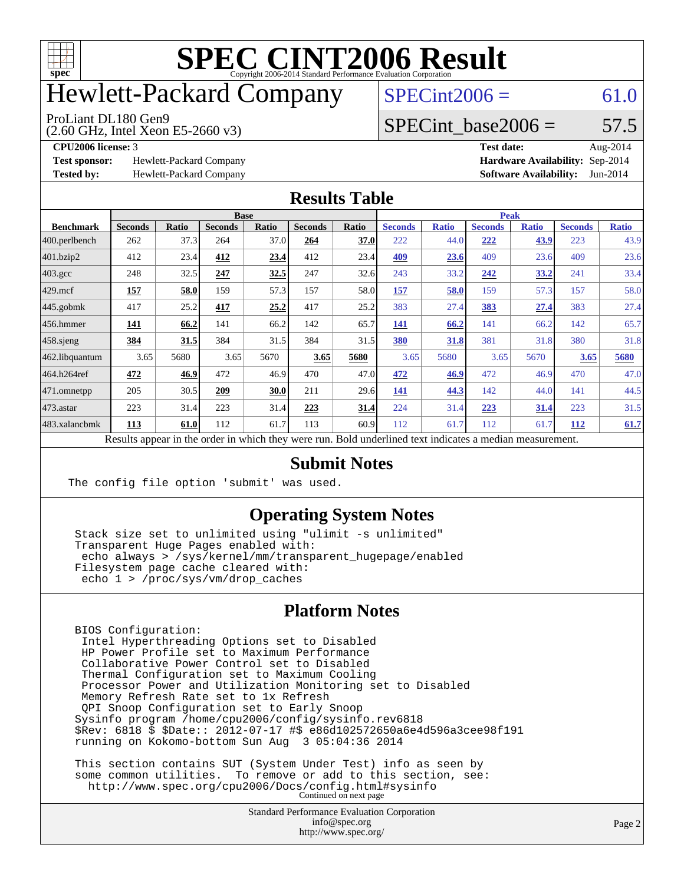# SPEC CINT2006 Result

Copyright 2006-2014 Standard Performance Evaluation Corporation

# Hewlett-Packard Company

ProLiant DL180 Gen9
(2.60 GHz, Intel Xeon E5-2660 v3)

SPECint2006 = 61.0

SPECint_base2006 = 57.5

**CPU2006 license:** 3
**Test sponsor:** Hewlett-Packard Company
**Tested by:** Hewlett-Packard Company

**Test date:** Aug-2014
**Hardware Availability:** Sep-2014
**Software Availability:** Jun-2014

## Results Table

| Benchmark | Base | | | | | | Peak | | | | | |
|---|---|---|---|---|---|---|---|---|---|---|---|---|
| | Seconds | Ratio | Seconds | Ratio | Seconds | Ratio | Seconds | Ratio | Seconds | Ratio | Seconds | Ratio |
| 400.perlbench | 262 | 37.3 | 264 | 37.0 | **264** | **37.0** | 222 | 44.0 | **222** | **43.9** | 223 | 43.9 |
| 401.bzip2 | 412 | 23.4 | **412** | **23.4** | 412 | 23.4 | **409** | **23.6** | 409 | 23.6 | 409 | 23.6 |
| 403.gcc | 248 | 32.5 | **247** | **32.5** | 247 | 32.6 | 243 | 33.2 | **242** | **33.2** | 241 | 33.4 |
| 429.mcf | **157** | **58.0** | 159 | 57.3 | 157 | 58.0 | **157** | **58.0** | 159 | 57.3 | 157 | 58.0 |
| 445.gobmk | 417 | 25.2 | **417** | **25.2** | 417 | 25.2 | 383 | 27.4 | **383** | **27.4** | 383 | 27.4 |
| 456.hmmer | **141** | **66.2** | 141 | 66.2 | 142 | 65.7 | **141** | **66.2** | 141 | 66.2 | 142 | 65.7 |
| 458.sjeng | **384** | **31.5** | 384 | 31.5 | 384 | 31.5 | **380** | **31.8** | 381 | 31.8 | 380 | 31.8 |
| 462.libquantum | 3.65 | 5680 | 3.65 | 5670 | **3.65** | **5680** | 3.65 | 5680 | 3.65 | 5670 | **3.65** | **5680** |
| 464.h264ref | **472** | **46.9** | 472 | 46.9 | 470 | 47.0 | **472** | **46.9** | 472 | 46.9 | 470 | 47.0 |
| 471.omnetpp | 205 | 30.5 | **209** | **30.0** | 211 | 29.6 | **141** | **44.3** | 142 | 44.0 | 141 | 44.5 |
| 473.astar | 223 | 31.4 | 223 | 31.4 | **223** | **31.4** | 224 | 31.4 | **223** | **31.4** | 223 | 31.5 |
| 483.xalancbmk | **113** | **61.0** | 112 | 61.7 | 113 | 60.9 | 112 | 61.7 | 112 | 61.7 | **112** | **61.7** |

Results appear in the order in which they were run. Bold underlined text indicates a median measurement.

## Submit Notes

```
The config file option 'submit' was used.
```

## Operating System Notes

```
Stack size set to unlimited using "ulimit -s unlimited"
Transparent Huge Pages enabled with:
 echo always > /sys/kernel/mm/transparent_hugepage/enabled
Filesystem page cache cleared with:
 echo 1 > /proc/sys/vm/drop_caches
```

## Platform Notes

```
BIOS Configuration:
 Intel Hyperthreading Options set to Disabled
 HP Power Profile set to Maximum Performance
 Collaborative Power Control set to Disabled
 Thermal Configuration set to Maximum Cooling
 Processor Power and Utilization Monitoring set to Disabled
 Memory Refresh Rate set to 1x Refresh
 QPI Snoop Configuration set to Early Snoop
Sysinfo program /home/cpu2006/config/sysinfo.rev6818
$Rev: 6818 $ $Date:: 2012-07-17 #$ e86d102572650a6e4d596a3cee98f191
running on Kokomo-bottom Sun Aug  3 05:04:36 2014

This section contains SUT (System Under Test) info as seen by
some common utilities.  To remove or add to this section, see:
  http://www.spec.org/cpu2006/Docs/config.html#sysinfo
```

Continued on next page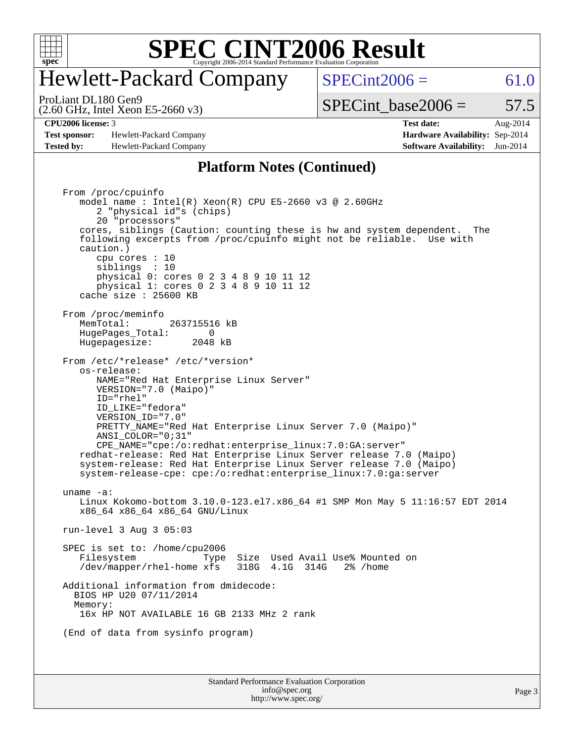# Hewlett-Packard Company

ProLiant DL180 Gen9
(2.60 GHz, Intel Xeon E5-2660 v3)

SPECint2006 = 61.0

SPECint_base2006 = 57.5

| | | | |
|---|---|---|---|
| **CPU2006 license:** 3 | | **Test date:** | Aug-2014 |
| **Test sponsor:** | Hewlett-Packard Company | **Hardware Availability:** | Sep-2014 |
| **Tested by:** | Hewlett-Packard Company | **Software Availability:** | Jun-2014 |

## Platform Notes (Continued)

```
From /proc/cpuinfo
   model name : Intel(R) Xeon(R) CPU E5-2660 v3 @ 2.60GHz
      2 "physical id"s (chips)
      20 "processors"
   cores, siblings (Caution: counting these is hw and system dependent.  The
   following excerpts from /proc/cpuinfo might not be reliable.  Use with
   caution.)
      cpu cores : 10
      siblings  : 10
      physical 0: cores 0 2 3 4 8 9 10 11 12
      physical 1: cores 0 2 3 4 8 9 10 11 12
   cache size : 25600 KB

From /proc/meminfo
   MemTotal:       263715516 kB
   HugePages_Total:       0
   Hugepagesize:       2048 kB

From /etc/*release* /etc/*version*
   os-release:
      NAME="Red Hat Enterprise Linux Server"
      VERSION="7.0 (Maipo)"
      ID="rhel"
      ID_LIKE="fedora"
      VERSION_ID="7.0"
      PRETTY_NAME="Red Hat Enterprise Linux Server 7.0 (Maipo)"
      ANSI_COLOR="0;31"
      CPE_NAME="cpe:/o:redhat:enterprise_linux:7.0:GA:server"
   redhat-release: Red Hat Enterprise Linux Server release 7.0 (Maipo)
   system-release: Red Hat Enterprise Linux Server release 7.0 (Maipo)
   system-release-cpe: cpe:/o:redhat:enterprise_linux:7.0:ga:server

uname -a:
   Linux Kokomo-bottom 3.10.0-123.el7.x86_64 #1 SMP Mon May 5 11:16:57 EDT 2014
   x86_64 x86_64 x86_64 GNU/Linux

run-level 3 Aug 3 05:03

SPEC is set to: /home/cpu2006
   Filesystem            Type  Size  Used Avail Use% Mounted on
   /dev/mapper/rhel-home xfs   318G  4.1G  314G   2% /home

Additional information from dmidecode:
  BIOS HP U20 07/11/2014
  Memory:
   16x HP NOT AVAILABLE 16 GB 2133 MHz 2 rank

(End of data from sysinfo program)
```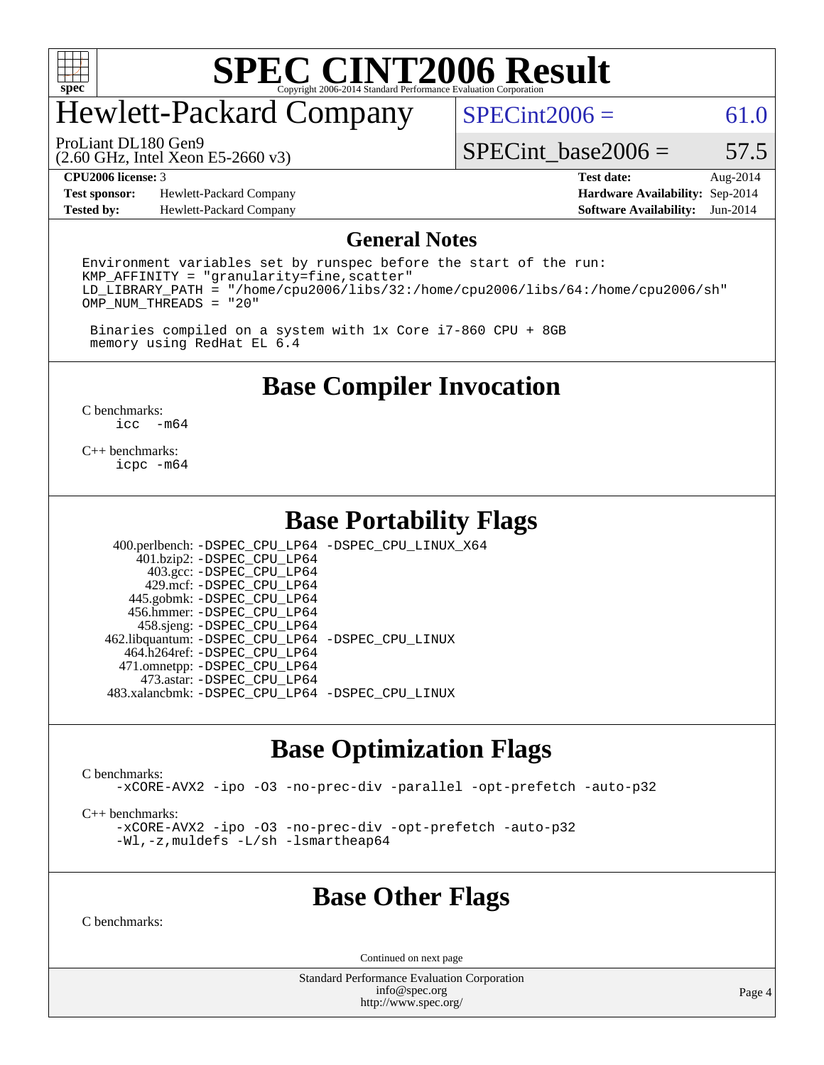# SPEC CINT2006 Result

## Hewlett-Packard Company

ProLiant DL180 Gen9
(2.60 GHz, Intel Xeon E5-2660 v3)

SPECint2006 = 61.0

SPECint_base2006 = 57.5

**CPU2006 license:** 3
**Test sponsor:** Hewlett-Packard Company
**Tested by:** Hewlett-Packard Company

**Test date:** Aug-2014
**Hardware Availability:** Sep-2014
**Software Availability:** Jun-2014

## General Notes

```
Environment variables set by runspec before the start of the run:
KMP_AFFINITY = "granularity=fine,scatter"
LD_LIBRARY_PATH = "/home/cpu2006/libs/32:/home/cpu2006/libs/64:/home/cpu2006/sh"
OMP_NUM_THREADS = "20"

 Binaries compiled on a system with 1x Core i7-860 CPU + 8GB
 memory using RedHat EL 6.4
```

## Base Compiler Invocation

C benchmarks:
```
icc  -m64
```

C++ benchmarks:
```
icpc -m64
```

## Base Portability Flags

| Benchmark | Flags |
|---|---|
| 400.perlbench: | -DSPEC_CPU_LP64 -DSPEC_CPU_LINUX_X64 |
| 401.bzip2: | -DSPEC_CPU_LP64 |
| 403.gcc: | -DSPEC_CPU_LP64 |
| 429.mcf: | -DSPEC_CPU_LP64 |
| 445.gobmk: | -DSPEC_CPU_LP64 |
| 456.hmmer: | -DSPEC_CPU_LP64 |
| 458.sjeng: | -DSPEC_CPU_LP64 |
| 462.libquantum: | -DSPEC_CPU_LP64 -DSPEC_CPU_LINUX |
| 464.h264ref: | -DSPEC_CPU_LP64 |
| 471.omnetpp: | -DSPEC_CPU_LP64 |
| 473.astar: | -DSPEC_CPU_LP64 |
| 483.xalancbmk: | -DSPEC_CPU_LP64 -DSPEC_CPU_LINUX |

## Base Optimization Flags

C benchmarks:
```
-xCORE-AVX2 -ipo -O3 -no-prec-div -parallel -opt-prefetch -auto-p32
```

C++ benchmarks:
```
-xCORE-AVX2 -ipo -O3 -no-prec-div -opt-prefetch -auto-p32
-Wl,-z,muldefs -L/sh -lsmartheap64
```

## Base Other Flags

C benchmarks:

Continued on next page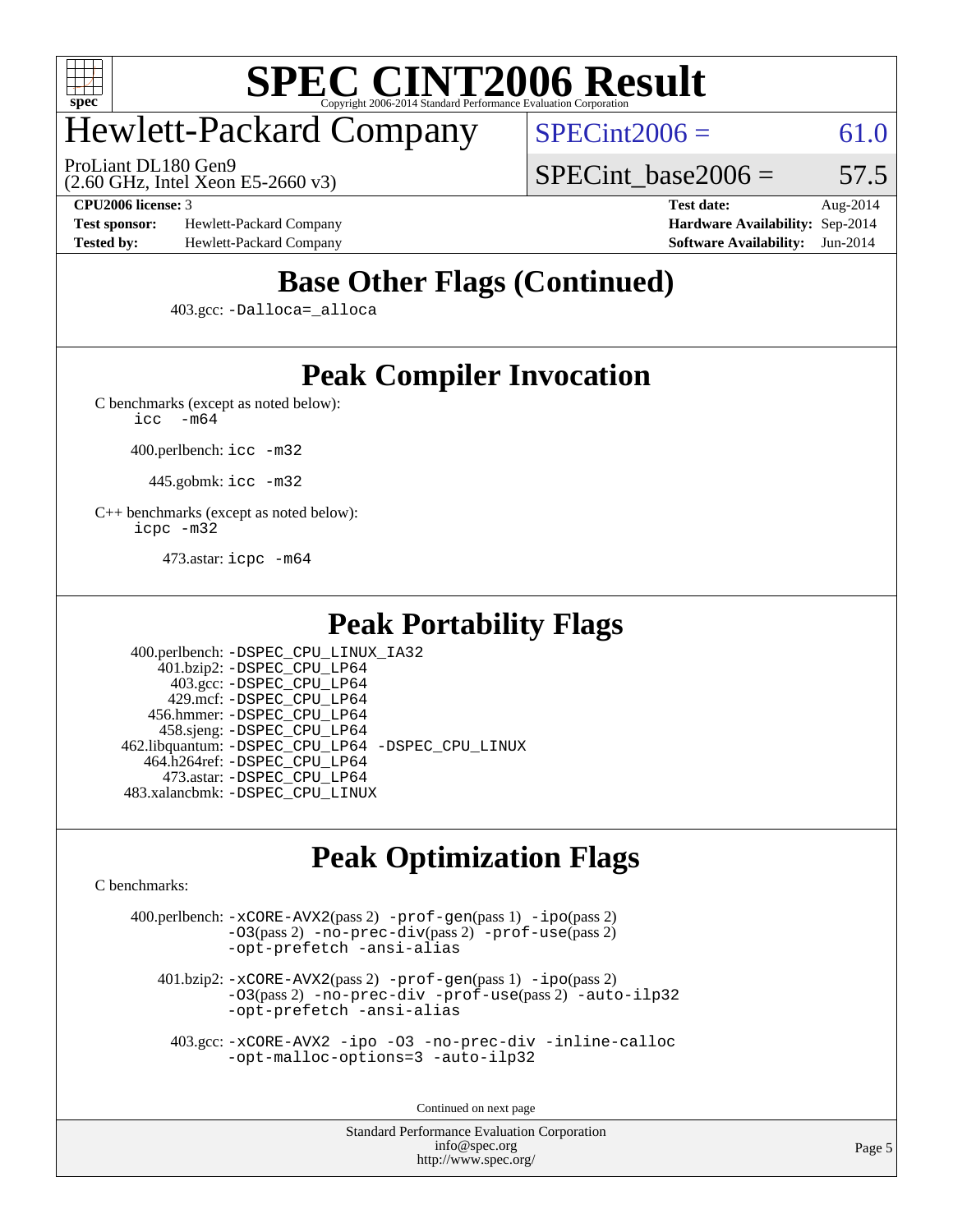# SPEC CINT2006 Result

## Hewlett-Packard Company

ProLiant DL180 Gen9
(2.60 GHz, Intel Xeon E5-2660 v3)

SPECint2006 = 61.0

SPECint_base2006 = 57.5

**CPU2006 license:** 3
**Test sponsor:** Hewlett-Packard Company
**Tested by:** Hewlett-Packard Company

**Test date:** Aug-2014
**Hardware Availability:** Sep-2014
**Software Availability:** Jun-2014

## Base Other Flags (Continued)

403.gcc: -Dalloca=_alloca

## Peak Compiler Invocation

C benchmarks (except as noted below):
icc -m64

400.perlbench: icc -m32

445.gobmk: icc -m32

C++ benchmarks (except as noted below):
icpc -m32

473.astar: icpc -m64

## Peak Portability Flags

400.perlbench: -DSPEC_CPU_LINUX_IA32
401.bzip2: -DSPEC_CPU_LP64
403.gcc: -DSPEC_CPU_LP64
429.mcf: -DSPEC_CPU_LP64
456.hmmer: -DSPEC_CPU_LP64
458.sjeng: -DSPEC_CPU_LP64
462.libquantum: -DSPEC_CPU_LP64 -DSPEC_CPU_LINUX
464.h264ref: -DSPEC_CPU_LP64
473.astar: -DSPEC_CPU_LP64
483.xalancbmk: -DSPEC_CPU_LINUX

## Peak Optimization Flags

C benchmarks:

400.perlbench: -xCORE-AVX2(pass 2) -prof-gen(pass 1) -ipo(pass 2) -O3(pass 2) -no-prec-div(pass 2) -prof-use(pass 2) -opt-prefetch -ansi-alias

401.bzip2: -xCORE-AVX2(pass 2) -prof-gen(pass 1) -ipo(pass 2) -O3(pass 2) -no-prec-div -prof-use(pass 2) -auto-ilp32 -opt-prefetch -ansi-alias

403.gcc: -xCORE-AVX2 -ipo -O3 -no-prec-div -inline-calloc -opt-malloc-options=3 -auto-ilp32

Continued on next page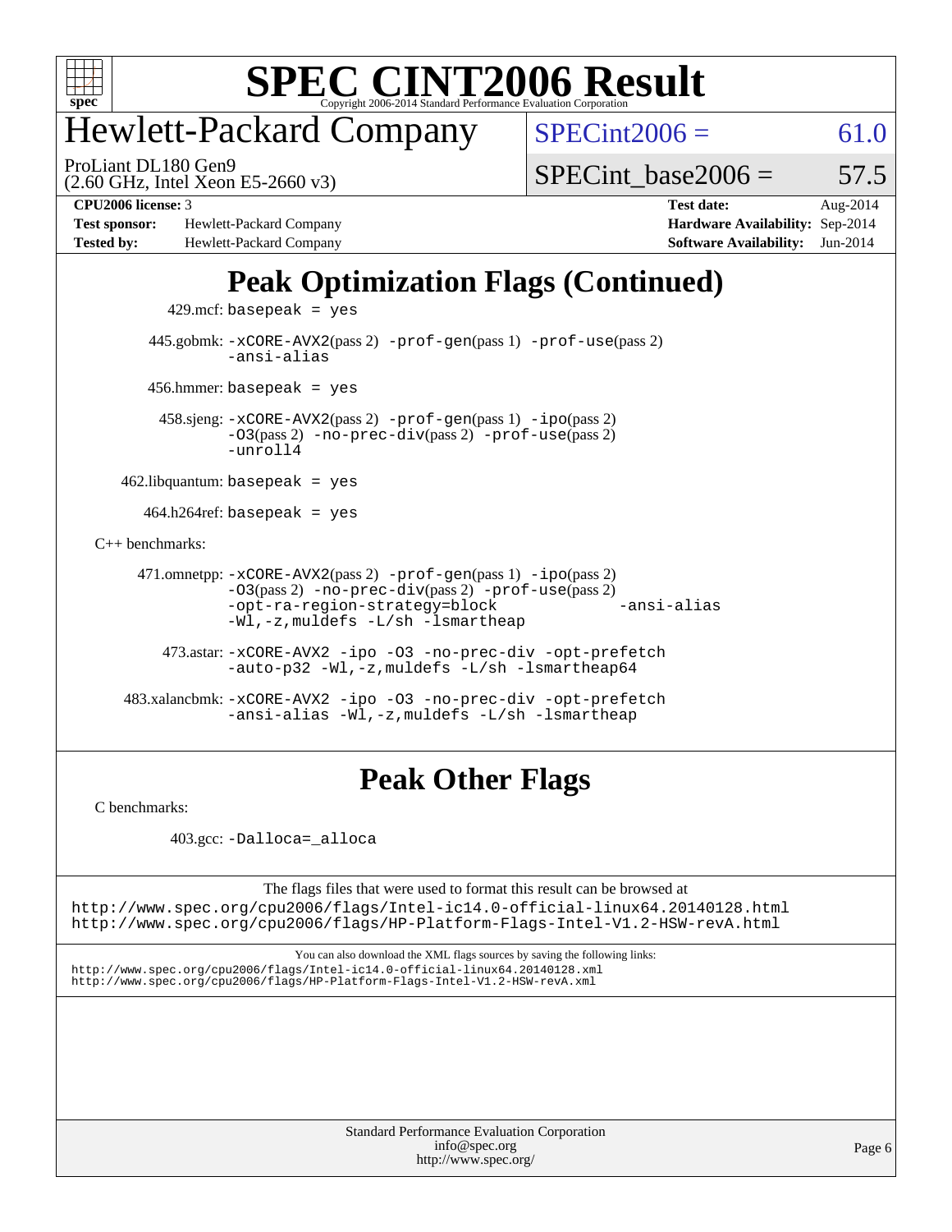# SPEC CINT2006 Result

Copyright 2006-2014 Standard Performance Evaluation Corporation

## Hewlett-Packard Company

ProLiant DL180 Gen9
(2.60 GHz, Intel Xeon E5-2660 v3)

SPECint2006 = 61.0

SPECint_base2006 = 57.5

**CPU2006 license:** 3
**Test sponsor:** Hewlett-Packard Company
**Tested by:** Hewlett-Packard Company

**Test date:** Aug-2014
**Hardware Availability:** Sep-2014
**Software Availability:** Jun-2014

## Peak Optimization Flags (Continued)

429.mcf: `basepeak = yes`

445.gobmk: `-xCORE-AVX2`(pass 2) `-prof-gen`(pass 1) `-prof-use`(pass 2) `-ansi-alias`

456.hmmer: `basepeak = yes`

458.sjeng: `-xCORE-AVX2`(pass 2) `-prof-gen`(pass 1) `-ipo`(pass 2) `-O3`(pass 2) `-no-prec-div`(pass 2) `-prof-use`(pass 2) `-unroll4`

462.libquantum: `basepeak = yes`

464.h264ref: `basepeak = yes`

C++ benchmarks:

471.omnetpp: `-xCORE-AVX2`(pass 2) `-prof-gen`(pass 1) `-ipo`(pass 2) `-O3`(pass 2) `-no-prec-div`(pass 2) `-prof-use`(pass 2) `-opt-ra-region-strategy=block` `-ansi-alias` `-Wl,-z,muldefs -L/sh -lsmartheap`

473.astar: `-xCORE-AVX2 -ipo -O3 -no-prec-div -opt-prefetch -auto-p32 -Wl,-z,muldefs -L/sh -lsmartheap64`

483.xalancbmk: `-xCORE-AVX2 -ipo -O3 -no-prec-div -opt-prefetch -ansi-alias -Wl,-z,muldefs -L/sh -lsmartheap`

## Peak Other Flags

C benchmarks:

403.gcc: `-Dalloca=_alloca`

The flags files that were used to format this result can be browsed at
http://www.spec.org/cpu2006/flags/Intel-ic14.0-official-linux64.20140128.html
http://www.spec.org/cpu2006/flags/HP-Platform-Flags-Intel-V1.2-HSW-revA.html

You can also download the XML flags sources by saving the following links:
http://www.spec.org/cpu2006/flags/Intel-ic14.0-official-linux64.20140128.xml
http://www.spec.org/cpu2006/flags/HP-Platform-Flags-Intel-V1.2-HSW-revA.xml

Standard Performance Evaluation Corporation
info@spec.org
http://www.spec.org/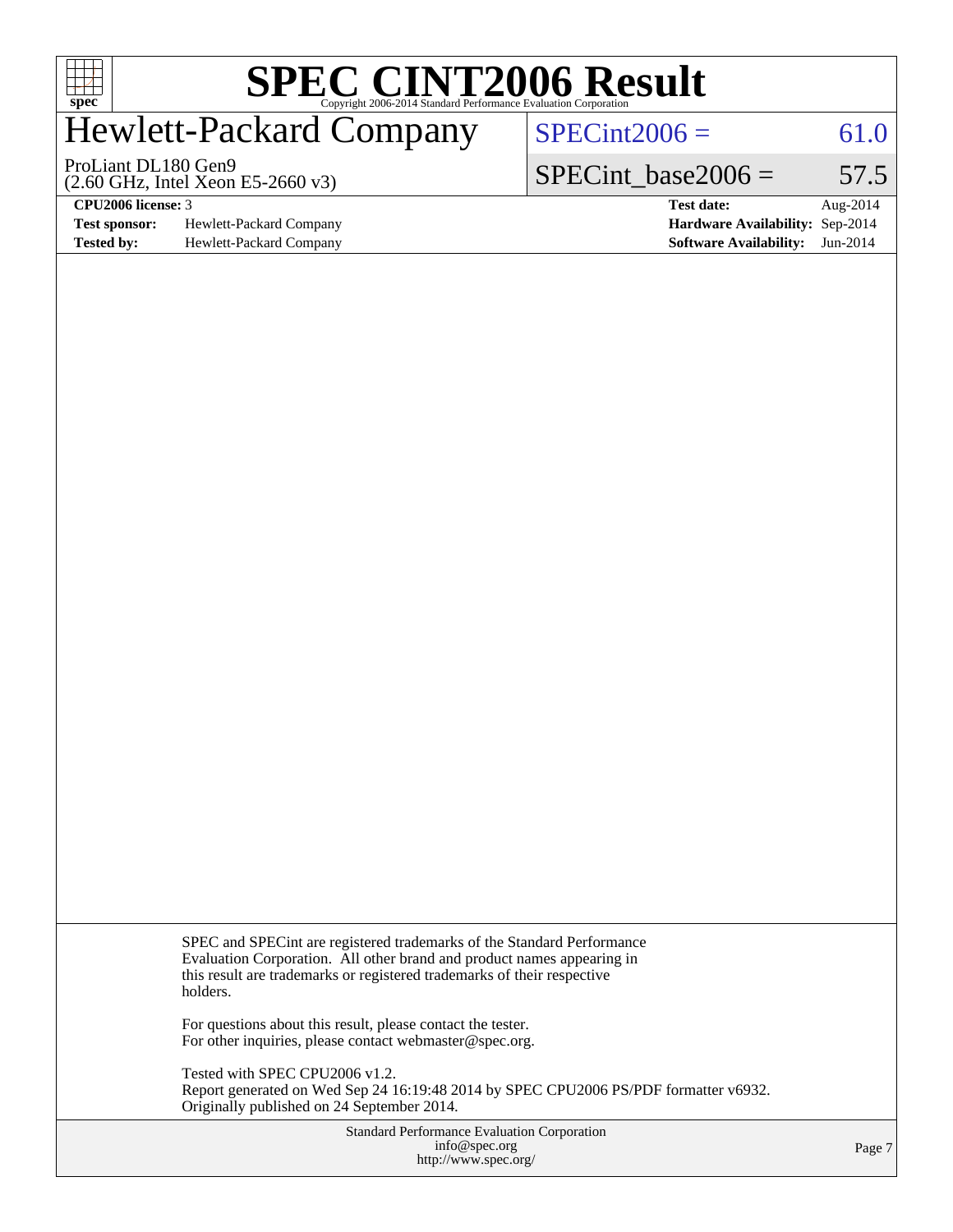SPEC and SPECint are registered trademarks of the Standard Performance Evaluation Corporation. All other brand and product names appearing in this result are trademarks or registered trademarks of their respective holders.

For questions about this result, please contact the tester.
For other inquiries, please contact webmaster@spec.org.

Tested with SPEC CPU2006 v1.2.
Report generated on Wed Sep 24 16:19:48 2014 by SPEC CPU2006 PS/PDF formatter v6932.
Originally published on 24 September 2014.